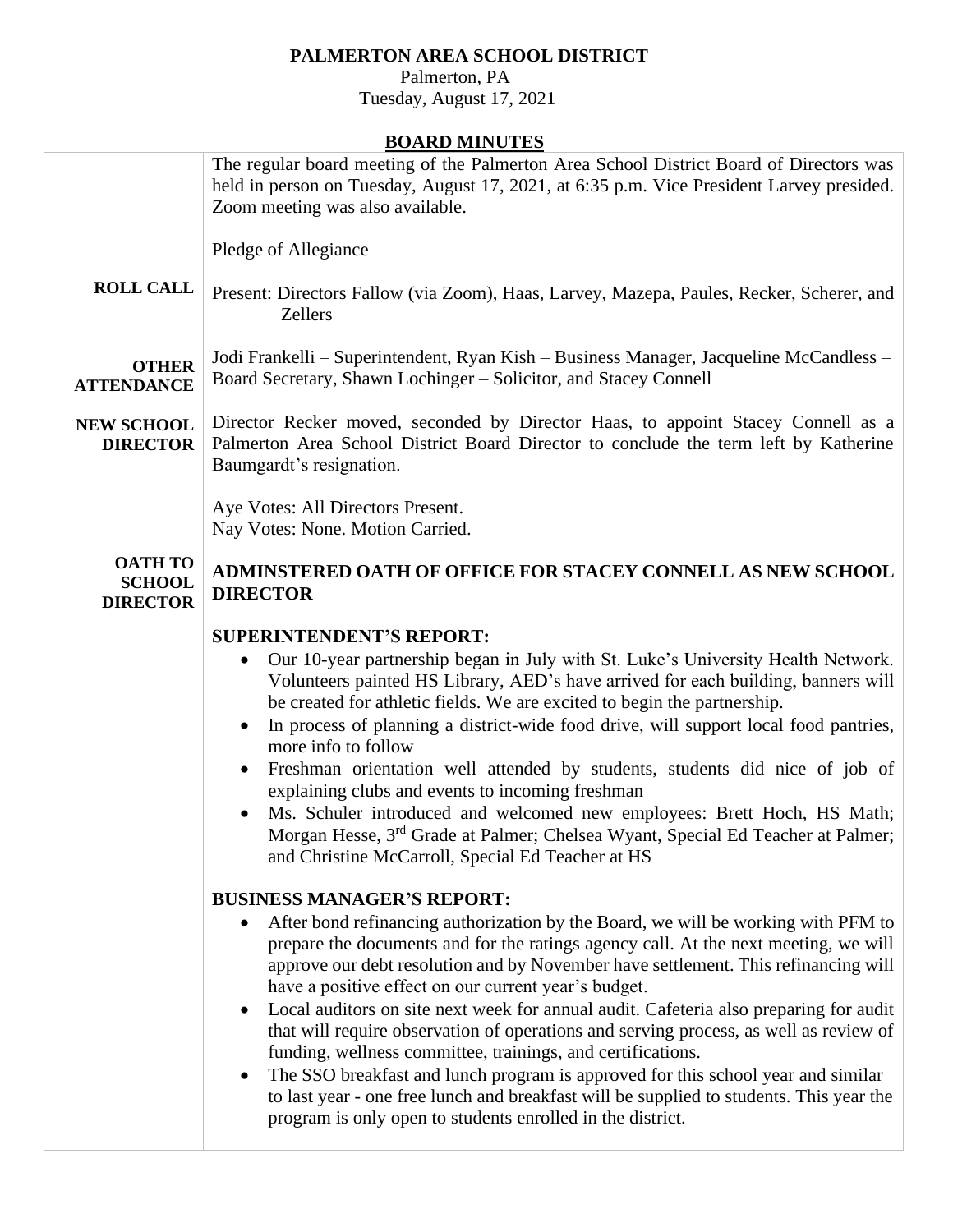# PALMERTON AREA SCHOOL DISTRICT

Palmerton, PA
Tuesday, August 17, 2021

## BOARD MINUTES

The regular board meeting of the Palmerton Area School District Board of Directors was held in person on Tuesday, August 17, 2021, at 6:35 p.m. Vice President Larvey presided. Zoom meeting was also available.

Pledge of Allegiance

**ROLL CALL**

Present: Directors Fallow (via Zoom), Haas, Larvey, Mazepa, Paules, Recker, Scherer, and Zellers

**OTHER ATTENDANCE**

Jodi Frankelli – Superintendent, Ryan Kish – Business Manager, Jacqueline McCandless – Board Secretary, Shawn Lochinger – Solicitor, and Stacey Connell

**NEW SCHOOL DIRECTOR**

Director Recker moved, seconded by Director Haas, to appoint Stacey Connell as a Palmerton Area School District Board Director to conclude the term left by Katherine Baumgardt's resignation.

Aye Votes: All Directors Present.
Nay Votes: None. Motion Carried.

**OATH TO SCHOOL DIRECTOR**

**ADMINSTERED OATH OF OFFICE FOR STACEY CONNELL AS NEW SCHOOL DIRECTOR**

**SUPERINTENDENT'S REPORT:**

- Our 10-year partnership began in July with St. Luke's University Health Network. Volunteers painted HS Library, AED's have arrived for each building, banners will be created for athletic fields. We are excited to begin the partnership.
- In process of planning a district-wide food drive, will support local food pantries, more info to follow
- Freshman orientation well attended by students, students did nice of job of explaining clubs and events to incoming freshman
- Ms. Schuler introduced and welcomed new employees: Brett Hoch, HS Math; Morgan Hesse, 3rd Grade at Palmer; Chelsea Wyant, Special Ed Teacher at Palmer; and Christine McCarroll, Special Ed Teacher at HS

**BUSINESS MANAGER'S REPORT:**

- After bond refinancing authorization by the Board, we will be working with PFM to prepare the documents and for the ratings agency call. At the next meeting, we will approve our debt resolution and by November have settlement. This refinancing will have a positive effect on our current year's budget.
- Local auditors on site next week for annual audit. Cafeteria also preparing for audit that will require observation of operations and serving process, as well as review of funding, wellness committee, trainings, and certifications.
- The SSO breakfast and lunch program is approved for this school year and similar to last year - one free lunch and breakfast will be supplied to students. This year the program is only open to students enrolled in the district.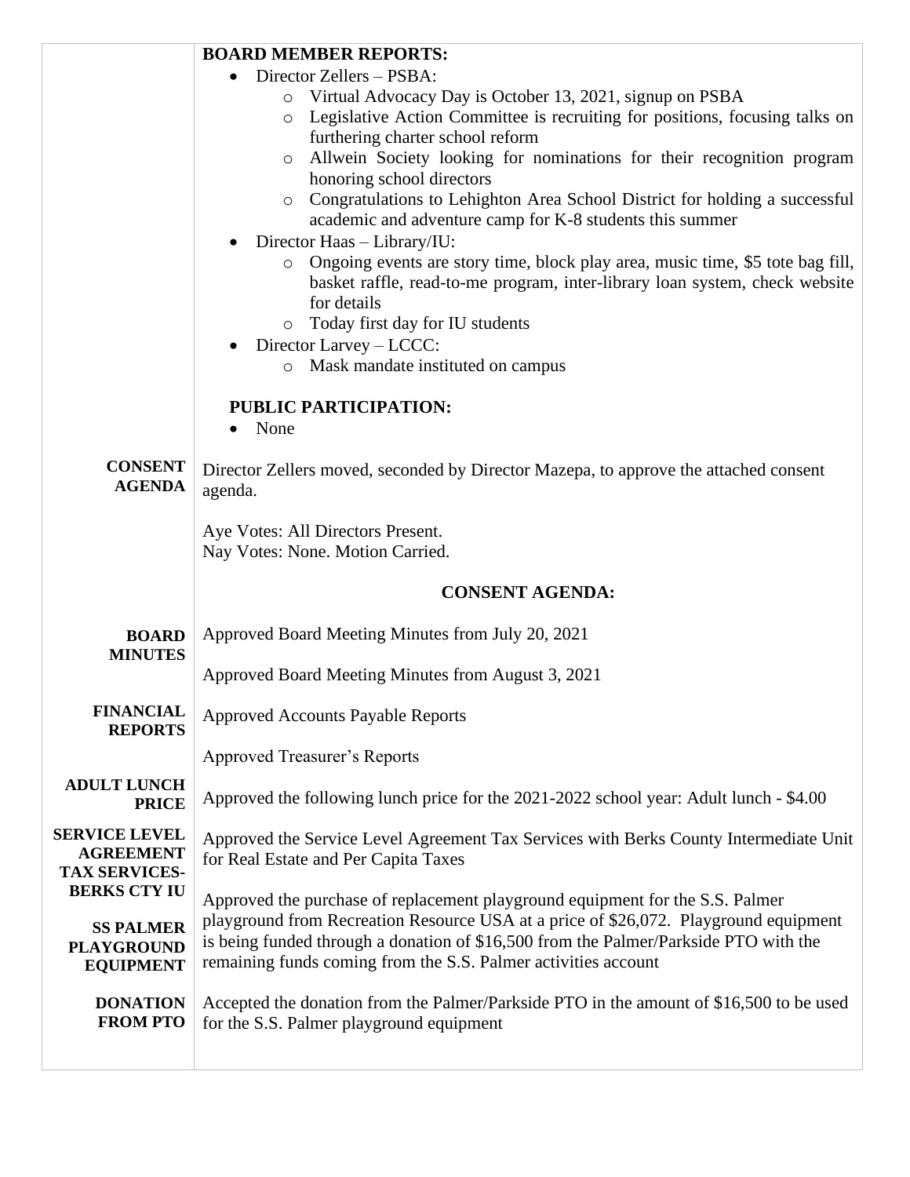**BOARD MEMBER REPORTS:**

- Director Zellers – PSBA:
  - Virtual Advocacy Day is October 13, 2021, signup on PSBA
  - Legislative Action Committee is recruiting for positions, focusing talks on furthering charter school reform
  - Allwein Society looking for nominations for their recognition program honoring school directors
  - Congratulations to Lehighton Area School District for holding a successful academic and adventure camp for K-8 students this summer
- Director Haas – Library/IU:
  - Ongoing events are story time, block play area, music time, $5 tote bag fill, basket raffle, read-to-me program, inter-library loan system, check website for details
  - Today first day for IU students
- Director Larvey – LCCC:
  - Mask mandate instituted on campus

**PUBLIC PARTICIPATION:**

- None

**CONSENT AGENDA**

Director Zellers moved, seconded by Director Mazepa, to approve the attached consent agenda.

Aye Votes: All Directors Present.
Nay Votes: None. Motion Carried.

## CONSENT AGENDA:

**BOARD MINUTES**

Approved Board Meeting Minutes from July 20, 2021

Approved Board Meeting Minutes from August 3, 2021

**FINANCIAL REPORTS**

Approved Accounts Payable Reports

Approved Treasurer's Reports

**ADULT LUNCH PRICE**

Approved the following lunch price for the 2021-2022 school year: Adult lunch - $4.00

**SERVICE LEVEL AGREEMENT TAX SERVICES-BERKS CTY IU**

Approved the Service Level Agreement Tax Services with Berks County Intermediate Unit for Real Estate and Per Capita Taxes

**SS PALMER PLAYGROUND EQUIPMENT**

Approved the purchase of replacement playground equipment for the S.S. Palmer playground from Recreation Resource USA at a price of $26,072. Playground equipment is being funded through a donation of $16,500 from the Palmer/Parkside PTO with the remaining funds coming from the S.S. Palmer activities account

**DONATION FROM PTO**

Accepted the donation from the Palmer/Parkside PTO in the amount of $16,500 to be used for the S.S. Palmer playground equipment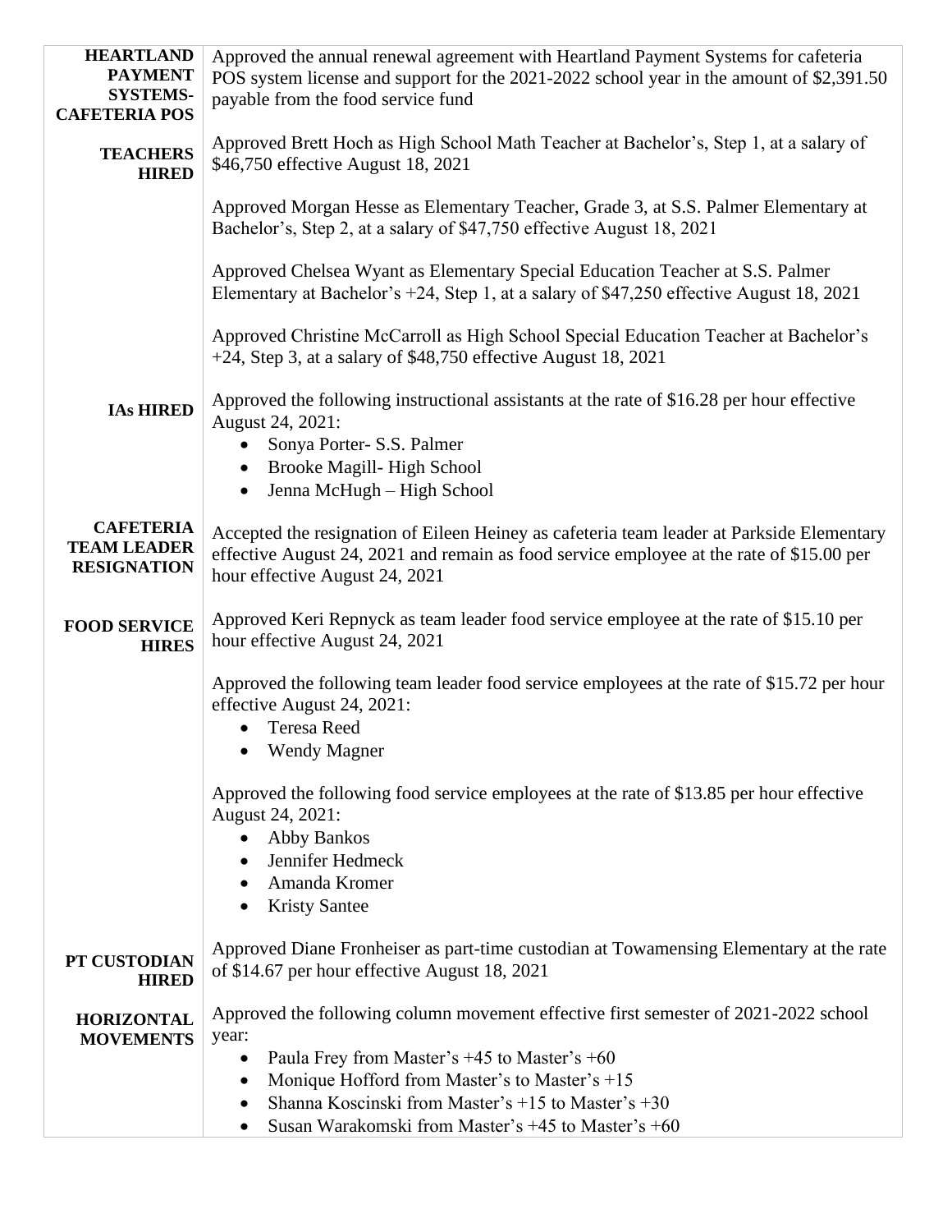| | |
|---|---|
| **HEARTLAND PAYMENT SYSTEMS-CAFETERIA POS** | Approved the annual renewal agreement with Heartland Payment Systems for cafeteria POS system license and support for the 2021-2022 school year in the amount of $2,391.50 payable from the food service fund |
| **TEACHERS HIRED** | Approved Brett Hoch as High School Math Teacher at Bachelor's, Step 1, at a salary of $46,750 effective August 18, 2021<br><br>Approved Morgan Hesse as Elementary Teacher, Grade 3, at S.S. Palmer Elementary at Bachelor's, Step 2, at a salary of $47,750 effective August 18, 2021<br><br>Approved Chelsea Wyant as Elementary Special Education Teacher at S.S. Palmer Elementary at Bachelor's +24, Step 1, at a salary of $47,250 effective August 18, 2021<br><br>Approved Christine McCarroll as High School Special Education Teacher at Bachelor's +24, Step 3, at a salary of $48,750 effective August 18, 2021 |
| **IAs HIRED** | Approved the following instructional assistants at the rate of $16.28 per hour effective August 24, 2021:<br>• Sonya Porter- S.S. Palmer<br>• Brooke Magill- High School<br>• Jenna McHugh – High School |
| **CAFETERIA TEAM LEADER RESIGNATION** | Accepted the resignation of Eileen Heiney as cafeteria team leader at Parkside Elementary effective August 24, 2021 and remain as food service employee at the rate of $15.00 per hour effective August 24, 2021 |
| **FOOD SERVICE HIRES** | Approved Keri Repnyck as team leader food service employee at the rate of $15.10 per hour effective August 24, 2021<br><br>Approved the following team leader food service employees at the rate of $15.72 per hour effective August 24, 2021:<br>• Teresa Reed<br>• Wendy Magner<br><br>Approved the following food service employees at the rate of $13.85 per hour effective August 24, 2021:<br>• Abby Bankos<br>• Jennifer Hedmeck<br>• Amanda Kromer<br>• Kristy Santee |
| **PT CUSTODIAN HIRED** | Approved Diane Fronheiser as part-time custodian at Towamensing Elementary at the rate of $14.67 per hour effective August 18, 2021 |
| **HORIZONTAL MOVEMENTS** | Approved the following column movement effective first semester of 2021-2022 school year:<br>• Paula Frey from Master's +45 to Master's +60<br>• Monique Hofford from Master's to Master's +15<br>• Shanna Koscinski from Master's +15 to Master's +30<br>• Susan Warakomski from Master's +45 to Master's +60 |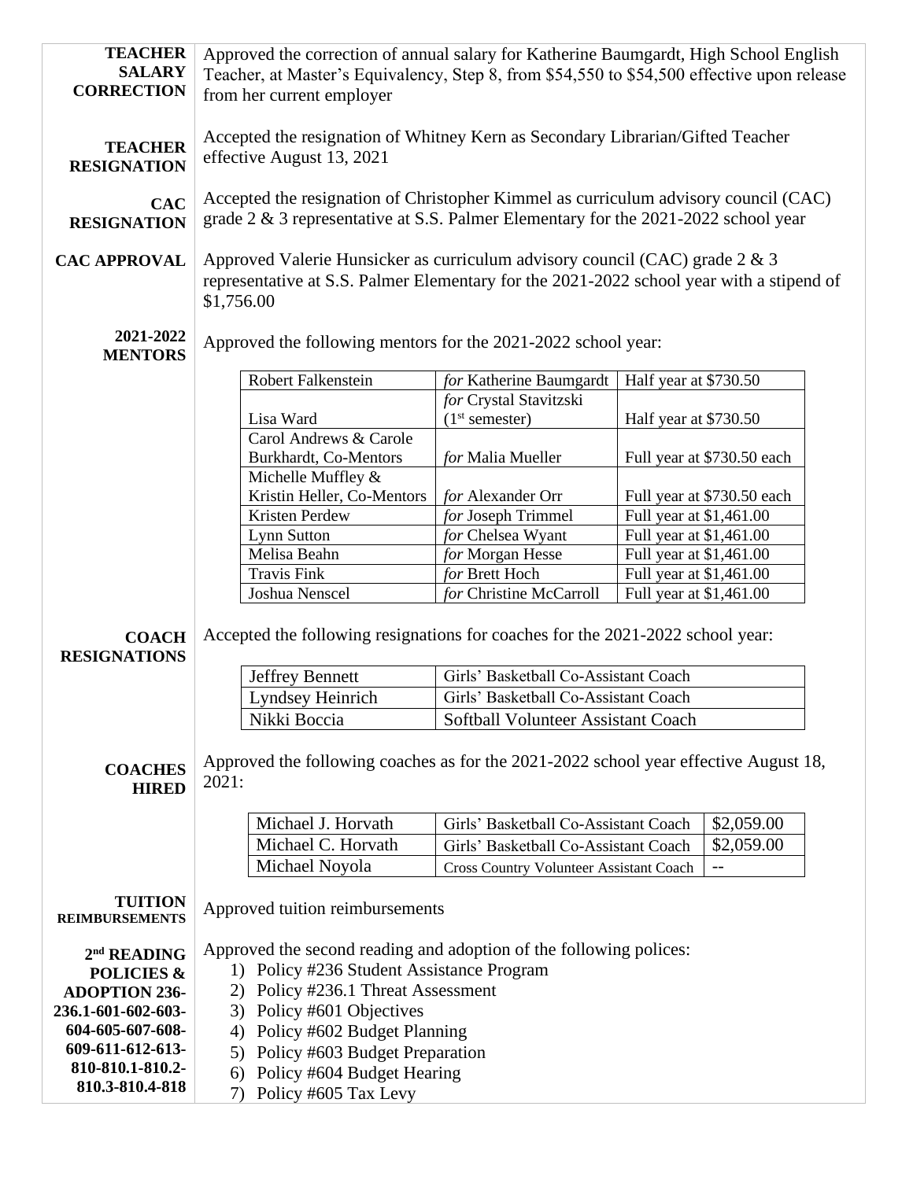**TEACHER SALARY CORRECTION**

Approved the correction of annual salary for Katherine Baumgardt, High School English Teacher, at Master's Equivalency, Step 8, from $54,550 to $54,500 effective upon release from her current employer

**TEACHER RESIGNATION**

Accepted the resignation of Whitney Kern as Secondary Librarian/Gifted Teacher effective August 13, 2021

**CAC RESIGNATION**

Accepted the resignation of Christopher Kimmel as curriculum advisory council (CAC) grade 2 & 3 representative at S.S. Palmer Elementary for the 2021-2022 school year

**CAC APPROVAL**

Approved Valerie Hunsicker as curriculum advisory council (CAC) grade 2 & 3 representative at S.S. Palmer Elementary for the 2021-2022 school year with a stipend of $1,756.00

**2021-2022 MENTORS**

Approved the following mentors for the 2021-2022 school year:

| | | |
|---|---|---|
| Robert Falkenstein | *for* Katherine Baumgardt | Half year at $730.50 |
| Lisa Ward | *for* Crystal Stavitzski (1st semester) | Half year at $730.50 |
| Carol Andrews & Carole Burkhardt, Co-Mentors | *for* Malia Mueller | Full year at $730.50 each |
| Michelle Muffley & Kristin Heller, Co-Mentors | *for* Alexander Orr | Full year at $730.50 each |
| Kristen Perdew | *for* Joseph Trimmel | Full year at $1,461.00 |
| Lynn Sutton | *for* Chelsea Wyant | Full year at $1,461.00 |
| Melisa Beahn | *for* Morgan Hesse | Full year at $1,461.00 |
| Travis Fink | *for* Brett Hoch | Full year at $1,461.00 |
| Joshua Nenscel | *for* Christine McCarroll | Full year at $1,461.00 |

**COACH RESIGNATIONS**

Accepted the following resignations for coaches for the 2021-2022 school year:

| | |
|---|---|
| Jeffrey Bennett | Girls' Basketball Co-Assistant Coach |
| Lyndsey Heinrich | Girls' Basketball Co-Assistant Coach |
| Nikki Boccia | Softball Volunteer Assistant Coach |

**COACHES HIRED**

Approved the following coaches as for the 2021-2022 school year effective August 18, 2021:

| | | |
|---|---|---|
| Michael J. Horvath | Girls' Basketball Co-Assistant Coach | $2,059.00 |
| Michael C. Horvath | Girls' Basketball Co-Assistant Coach | $2,059.00 |
| Michael Noyola | Cross Country Volunteer Assistant Coach | -- |

**TUITION REIMBURSEMENTS**

Approved tuition reimbursements

**2nd READING POLICIES & ADOPTION 236-236.1-601-602-603-604-605-607-608-609-611-612-613-810-810.1-810.2-810.3-810.4-818**

Approved the second reading and adoption of the following polices:

1) Policy #236 Student Assistance Program
2) Policy #236.1 Threat Assessment
3) Policy #601 Objectives
4) Policy #602 Budget Planning
5) Policy #603 Budget Preparation
6) Policy #604 Budget Hearing
7) Policy #605 Tax Levy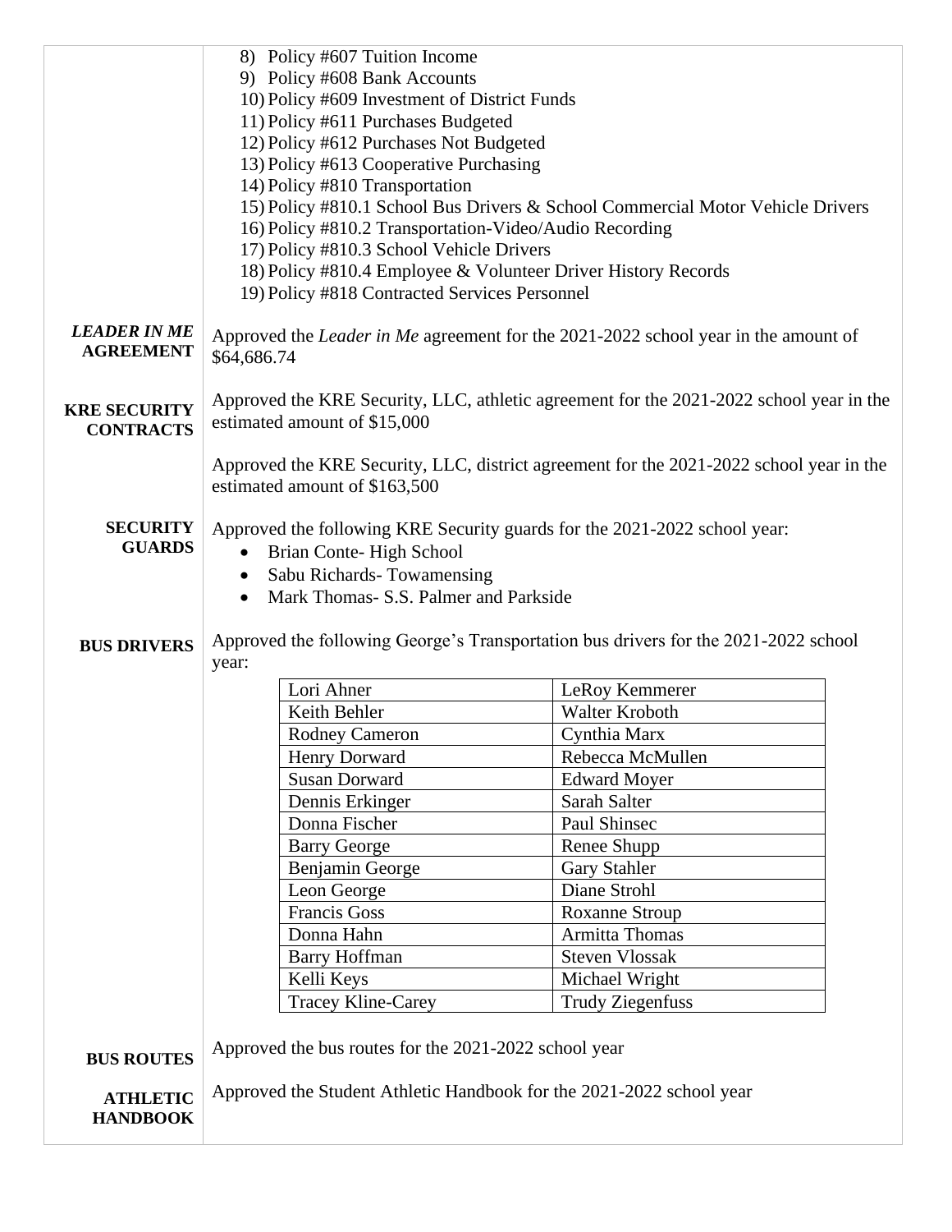8) Policy #607 Tuition Income
9) Policy #608 Bank Accounts
10) Policy #609 Investment of District Funds
11) Policy #611 Purchases Budgeted
12) Policy #612 Purchases Not Budgeted
13) Policy #613 Cooperative Purchasing
14) Policy #810 Transportation
15) Policy #810.1 School Bus Drivers & School Commercial Motor Vehicle Drivers
16) Policy #810.2 Transportation-Video/Audio Recording
17) Policy #810.3 School Vehicle Drivers
18) Policy #810.4 Employee & Volunteer Driver History Records
19) Policy #818 Contracted Services Personnel

***LEADER IN ME AGREEMENT***

Approved the *Leader in Me* agreement for the 2021-2022 school year in the amount of $64,686.74

**KRE SECURITY CONTRACTS**

Approved the KRE Security, LLC, athletic agreement for the 2021-2022 school year in the estimated amount of $15,000

Approved the KRE Security, LLC, district agreement for the 2021-2022 school year in the estimated amount of $163,500

**SECURITY GUARDS**

Approved the following KRE Security guards for the 2021-2022 school year:

- Brian Conte- High School
- Sabu Richards- Towamensing
- Mark Thomas- S.S. Palmer and Parkside

**BUS DRIVERS**

Approved the following George's Transportation bus drivers for the 2021-2022 school year:

| | |
|---|---|
| Lori Ahner | LeRoy Kemmerer |
| Keith Behler | Walter Kroboth |
| Rodney Cameron | Cynthia Marx |
| Henry Dorward | Rebecca McMullen |
| Susan Dorward | Edward Moyer |
| Dennis Erkinger | Sarah Salter |
| Donna Fischer | Paul Shinsec |
| Barry George | Renee Shupp |
| Benjamin George | Gary Stahler |
| Leon George | Diane Strohl |
| Francis Goss | Roxanne Stroup |
| Donna Hahn | Armitta Thomas |
| Barry Hoffman | Steven Vlossak |
| Kelli Keys | Michael Wright |
| Tracey Kline-Carey | Trudy Ziegenfuss |

**BUS ROUTES**

Approved the bus routes for the 2021-2022 school year

**ATHLETIC HANDBOOK**

Approved the Student Athletic Handbook for the 2021-2022 school year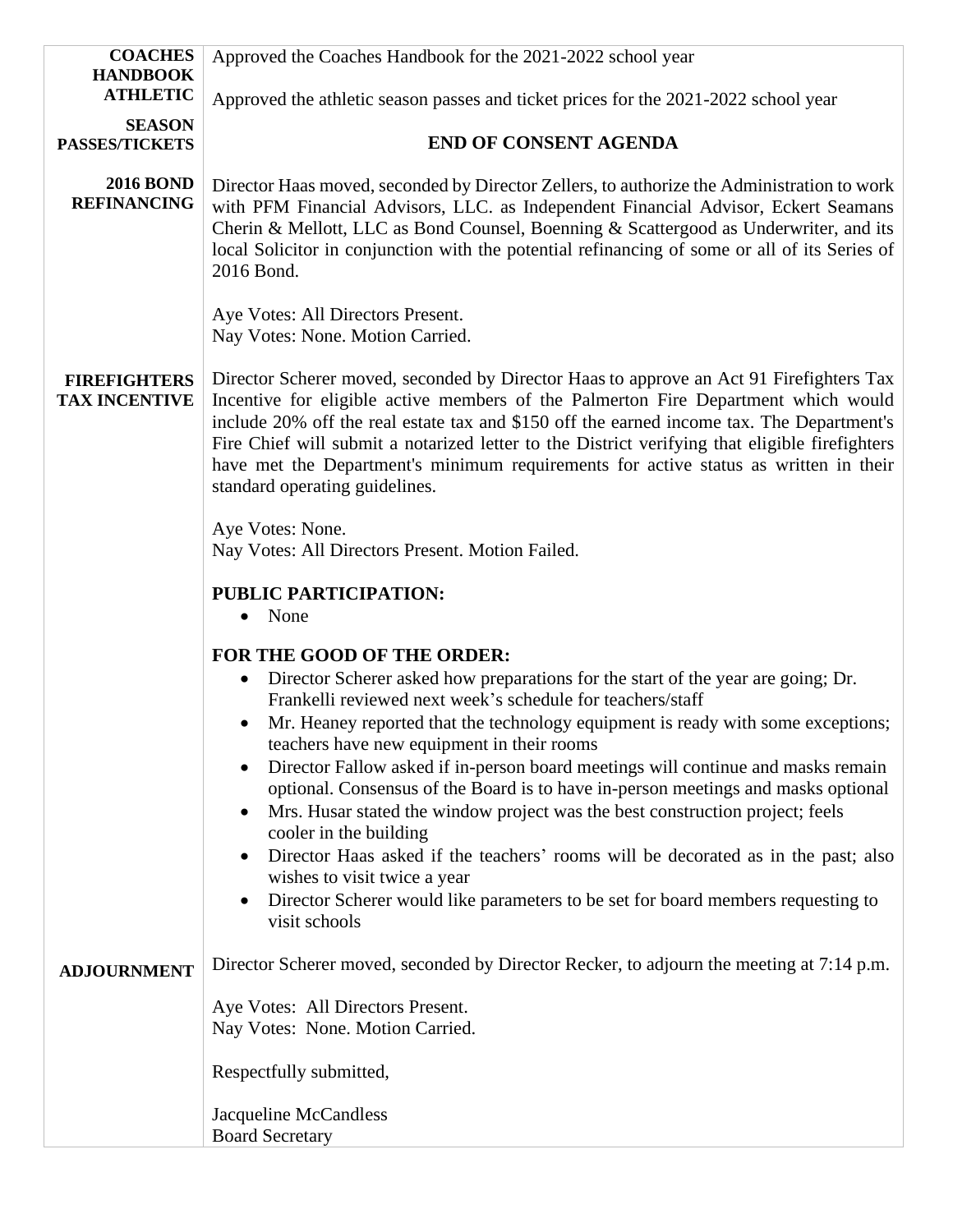**COACHES HANDBOOK**

Approved the Coaches Handbook for the 2021-2022 school year

**ATHLETIC SEASON PASSES/TICKETS**

Approved the athletic season passes and ticket prices for the 2021-2022 school year

**END OF CONSENT AGENDA**

**2016 BOND REFINANCING**

Director Haas moved, seconded by Director Zellers, to authorize the Administration to work with PFM Financial Advisors, LLC. as Independent Financial Advisor, Eckert Seamans Cherin & Mellott, LLC as Bond Counsel, Boenning & Scattergood as Underwriter, and its local Solicitor in conjunction with the potential refinancing of some or all of its Series of 2016 Bond.

Aye Votes: All Directors Present.
Nay Votes: None. Motion Carried.

**FIREFIGHTERS TAX INCENTIVE**

Director Scherer moved, seconded by Director Haas to approve an Act 91 Firefighters Tax Incentive for eligible active members of the Palmerton Fire Department which would include 20% off the real estate tax and $150 off the earned income tax. The Department's Fire Chief will submit a notarized letter to the District verifying that eligible firefighters have met the Department's minimum requirements for active status as written in their standard operating guidelines.

Aye Votes: None.
Nay Votes: All Directors Present. Motion Failed.

**PUBLIC PARTICIPATION:**

- None

**FOR THE GOOD OF THE ORDER:**

- Director Scherer asked how preparations for the start of the year are going; Dr. Frankelli reviewed next week's schedule for teachers/staff
- Mr. Heaney reported that the technology equipment is ready with some exceptions; teachers have new equipment in their rooms
- Director Fallow asked if in-person board meetings will continue and masks remain optional. Consensus of the Board is to have in-person meetings and masks optional
- Mrs. Husar stated the window project was the best construction project; feels cooler in the building
- Director Haas asked if the teachers' rooms will be decorated as in the past; also wishes to visit twice a year
- Director Scherer would like parameters to be set for board members requesting to visit schools

**ADJOURNMENT**

Director Scherer moved, seconded by Director Recker, to adjourn the meeting at 7:14 p.m.

Aye Votes: All Directors Present.
Nay Votes: None. Motion Carried.

Respectfully submitted,

Jacqueline McCandless
Board Secretary